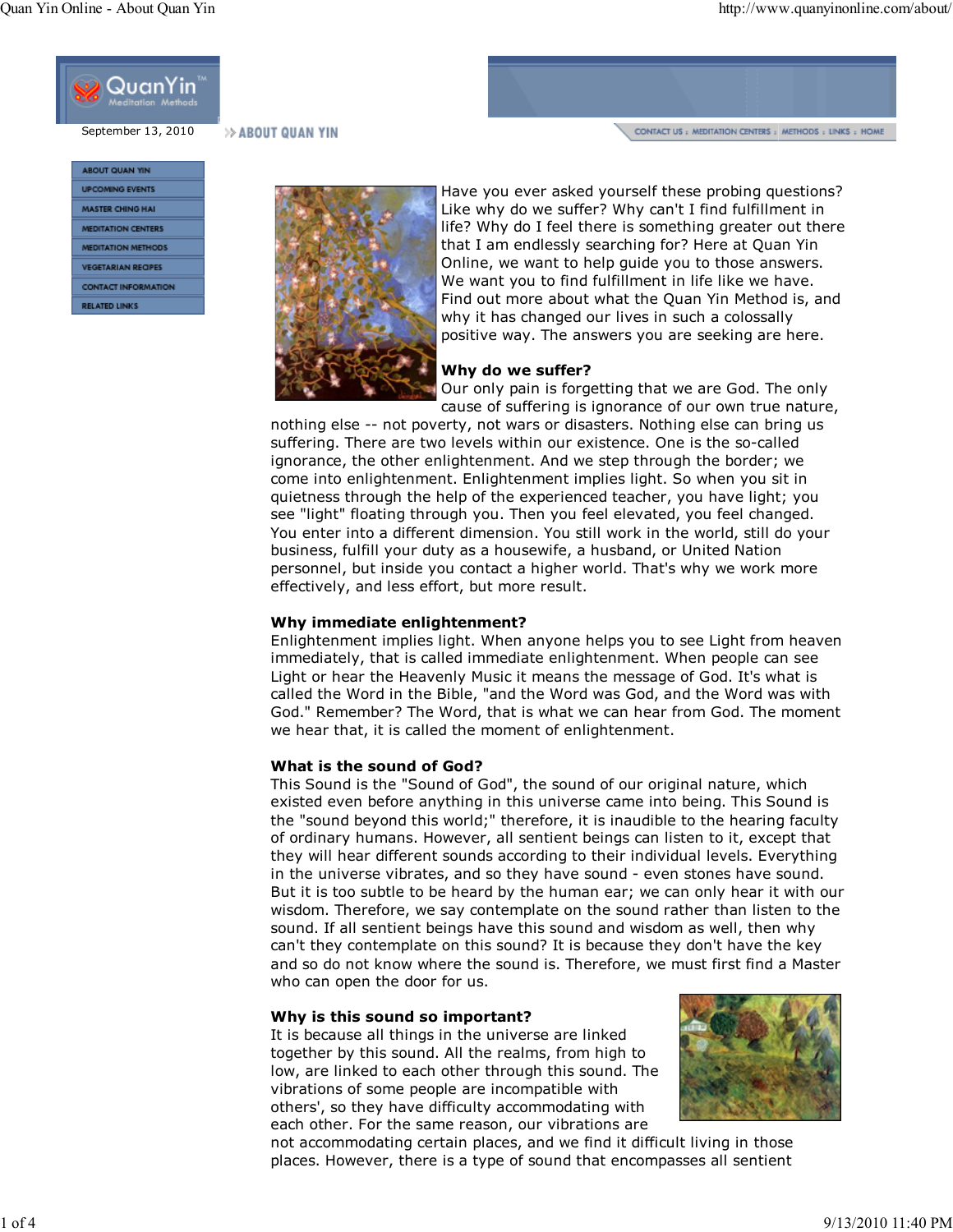# About Quan Yin

September 13, 2010

- ABOUT QUAN YIN
- UPCOMING EVENTS
- MASTER CHING HAI
- MEDITATION CENTERS
- MEDITATION METHODS
- VEGETARIAN RECIPES
- CONTACT INFORMATION
- RELATED LINKS

Have you ever asked yourself these probing questions? Like why do we suffer? Why can't I find fulfillment in life? Why do I feel there is something greater out there that I am endlessly searching for? Here at Quan Yin Online, we want to help guide you to those answers. We want you to find fulfillment in life like we have. Find out more about what the Quan Yin Method is, and why it has changed our lives in such a colossally positive way. The answers you are seeking are here.

**Why do we suffer?**
Our only pain is forgetting that we are God. The only cause of suffering is ignorance of our own true nature, nothing else -- not poverty, not wars or disasters. Nothing else can bring us suffering. There are two levels within our existence. One is the so-called ignorance, the other enlightenment. And we step through the border; we come into enlightenment. Enlightenment implies light. So when you sit in quietness through the help of the experienced teacher, you have light; you see "light" floating through you. Then you feel elevated, you feel changed. You enter into a different dimension. You still work in the world, still do your business, fulfill your duty as a housewife, a husband, or United Nation personnel, but inside you contact a higher world. That's why we work more effectively, and less effort, but more result.

**Why immediate enlightenment?**
Enlightenment implies light. When anyone helps you to see Light from heaven immediately, that is called immediate enlightenment. When people can see Light or hear the Heavenly Music it means the message of God. It's what is called the Word in the Bible, "and the Word was God, and the Word was with God." Remember? The Word, that is what we can hear from God. The moment we hear that, it is called the moment of enlightenment.

**What is the sound of God?**
This Sound is the "Sound of God", the sound of our original nature, which existed even before anything in this universe came into being. This Sound is the "sound beyond this world;" therefore, it is inaudible to the hearing faculty of ordinary humans. However, all sentient beings can listen to it, except that they will hear different sounds according to their individual levels. Everything in the universe vibrates, and so they have sound - even stones have sound. But it is too subtle to be heard by the human ear; we can only hear it with our wisdom. Therefore, we say contemplate on the sound rather than listen to the sound. If all sentient beings have this sound and wisdom as well, then why can't they contemplate on this sound? It is because they don't have the key and so do not know where the sound is. Therefore, we must first find a Master who can open the door for us.

**Why is this sound so important?**
It is because all things in the universe are linked together by this sound. All the realms, from high to low, are linked to each other through this sound. The vibrations of some people are incompatible with others', so they have difficulty accommodating with each other. For the same reason, our vibrations are not accommodating certain places, and we find it difficult living in those places. However, there is a type of sound that encompasses all sentient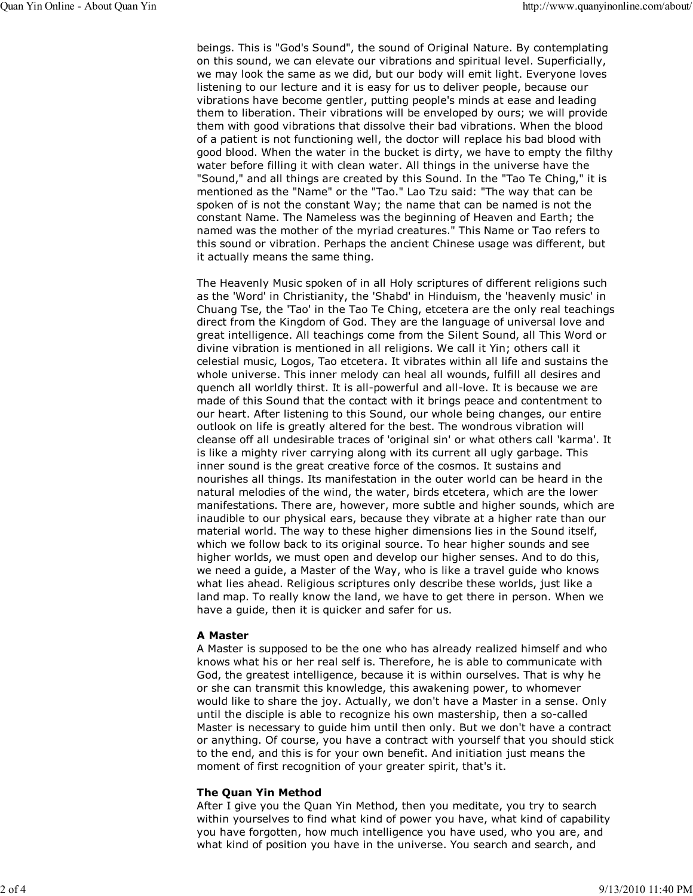beings. This is "God's Sound", the sound of Original Nature. By contemplating on this sound, we can elevate our vibrations and spiritual level. Superficially, we may look the same as we did, but our body will emit light. Everyone loves listening to our lecture and it is easy for us to deliver people, because our vibrations have become gentler, putting people's minds at ease and leading them to liberation. Their vibrations will be enveloped by ours; we will provide them with good vibrations that dissolve their bad vibrations. When the blood of a patient is not functioning well, the doctor will replace his bad blood with good blood. When the water in the bucket is dirty, we have to empty the filthy water before filling it with clean water. All things in the universe have the "Sound," and all things are created by this Sound. In the "Tao Te Ching," it is mentioned as the "Name" or the "Tao." Lao Tzu said: "The way that can be spoken of is not the constant Way; the name that can be named is not the constant Name. The Nameless was the beginning of Heaven and Earth; the named was the mother of the myriad creatures." This Name or Tao refers to this sound or vibration. Perhaps the ancient Chinese usage was different, but it actually means the same thing.

The Heavenly Music spoken of in all Holy scriptures of different religions such as the 'Word' in Christianity, the 'Shabd' in Hinduism, the 'heavenly music' in Chuang Tse, the 'Tao' in the Tao Te Ching, etcetera are the only real teachings direct from the Kingdom of God. They are the language of universal love and great intelligence. All teachings come from the Silent Sound, all This Word or divine vibration is mentioned in all religions. We call it Yin; others call it celestial music, Logos, Tao etcetera. It vibrates within all life and sustains the whole universe. This inner melody can heal all wounds, fulfill all desires and quench all worldly thirst. It is all-powerful and all-love. It is because we are made of this Sound that the contact with it brings peace and contentment to our heart. After listening to this Sound, our whole being changes, our entire outlook on life is greatly altered for the best. The wondrous vibration will cleanse off all undesirable traces of 'original sin' or what others call 'karma'. It is like a mighty river carrying along with its current all ugly garbage. This inner sound is the great creative force of the cosmos. It sustains and nourishes all things. Its manifestation in the outer world can be heard in the natural melodies of the wind, the water, birds etcetera, which are the lower manifestations. There are, however, more subtle and higher sounds, which are inaudible to our physical ears, because they vibrate at a higher rate than our material world. The way to these higher dimensions lies in the Sound itself, which we follow back to its original source. To hear higher sounds and see higher worlds, we must open and develop our higher senses. And to do this, we need a guide, a Master of the Way, who is like a travel guide who knows what lies ahead. Religious scriptures only describe these worlds, just like a land map. To really know the land, we have to get there in person. When we have a guide, then it is quicker and safer for us.

**A Master**

A Master is supposed to be the one who has already realized himself and who knows what his or her real self is. Therefore, he is able to communicate with God, the greatest intelligence, because it is within ourselves. That is why he or she can transmit this knowledge, this awakening power, to whomever would like to share the joy. Actually, we don't have a Master in a sense. Only until the disciple is able to recognize his own mastership, then a so-called Master is necessary to guide him until then only. But we don't have a contract or anything. Of course, you have a contract with yourself that you should stick to the end, and this is for your own benefit. And initiation just means the moment of first recognition of your greater spirit, that's it.

**The Quan Yin Method**

After I give you the Quan Yin Method, then you meditate, you try to search within yourselves to find what kind of power you have, what kind of capability you have forgotten, how much intelligence you have used, who you are, and what kind of position you have in the universe. You search and search, and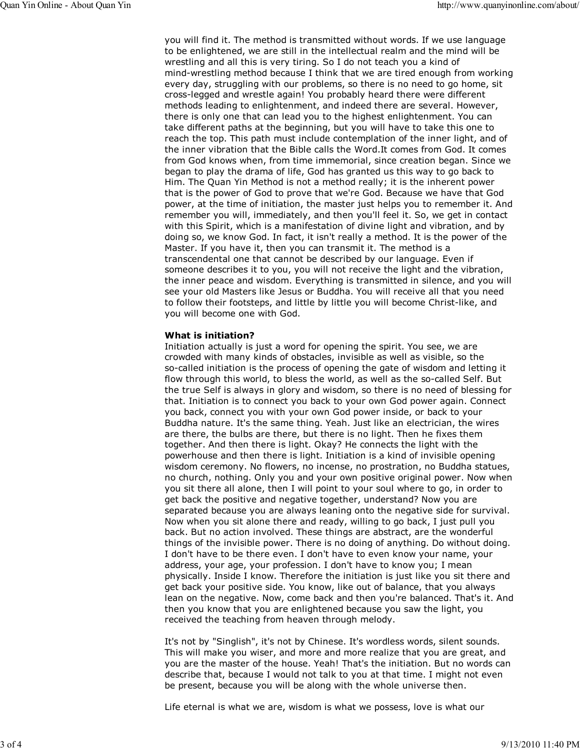you will find it. The method is transmitted without words. If we use language to be enlightened, we are still in the intellectual realm and the mind will be wrestling and all this is very tiring. So I do not teach you a kind of mind-wrestling method because I think that we are tired enough from working every day, struggling with our problems, so there is no need to go home, sit cross-legged and wrestle again! You probably heard there were different methods leading to enlightenment, and indeed there are several. However, there is only one that can lead you to the highest enlightenment. You can take different paths at the beginning, but you will have to take this one to reach the top. This path must include contemplation of the inner light, and of the inner vibration that the Bible calls the Word.It comes from God. It comes from God knows when, from time immemorial, since creation began. Since we began to play the drama of life, God has granted us this way to go back to Him. The Quan Yin Method is not a method really; it is the inherent power that is the power of God to prove that we're God. Because we have that God power, at the time of initiation, the master just helps you to remember it. And remember you will, immediately, and then you'll feel it. So, we get in contact with this Spirit, which is a manifestation of divine light and vibration, and by doing so, we know God. In fact, it isn't really a method. It is the power of the Master. If you have it, then you can transmit it. The method is a transcendental one that cannot be described by our language. Even if someone describes it to you, you will not receive the light and the vibration, the inner peace and wisdom. Everything is transmitted in silence, and you will see your old Masters like Jesus or Buddha. You will receive all that you need to follow their footsteps, and little by little you will become Christ-like, and you will become one with God.

**What is initiation?**

Initiation actually is just a word for opening the spirit. You see, we are crowded with many kinds of obstacles, invisible as well as visible, so the so-called initiation is the process of opening the gate of wisdom and letting it flow through this world, to bless the world, as well as the so-called Self. But the true Self is always in glory and wisdom, so there is no need of blessing for that. Initiation is to connect you back to your own God power again. Connect you back, connect you with your own God power inside, or back to your Buddha nature. It's the same thing. Yeah. Just like an electrician, the wires are there, the bulbs are there, but there is no light. Then he fixes them together. And then there is light. Okay? He connects the light with the powerhouse and then there is light. Initiation is a kind of invisible opening wisdom ceremony. No flowers, no incense, no prostration, no Buddha statues, no church, nothing. Only you and your own positive original power. Now when you sit there all alone, then I will point to your soul where to go, in order to get back the positive and negative together, understand? Now you are separated because you are always leaning onto the negative side for survival. Now when you sit alone there and ready, willing to go back, I just pull you back. But no action involved. These things are abstract, are the wonderful things of the invisible power. There is no doing of anything. Do without doing. I don't have to be there even. I don't have to even know your name, your address, your age, your profession. I don't have to know you; I mean physically. Inside I know. Therefore the initiation is just like you sit there and get back your positive side. You know, like out of balance, that you always lean on the negative. Now, come back and then you're balanced. That's it. And then you know that you are enlightened because you saw the light, you received the teaching from heaven through melody.

It's not by "Singlish", it's not by Chinese. It's wordless words, silent sounds. This will make you wiser, and more and more realize that you are great, and you are the master of the house. Yeah! That's the initiation. But no words can describe that, because I would not talk to you at that time. I might not even be present, because you will be along with the whole universe then.

Life eternal is what we are, wisdom is what we possess, love is what our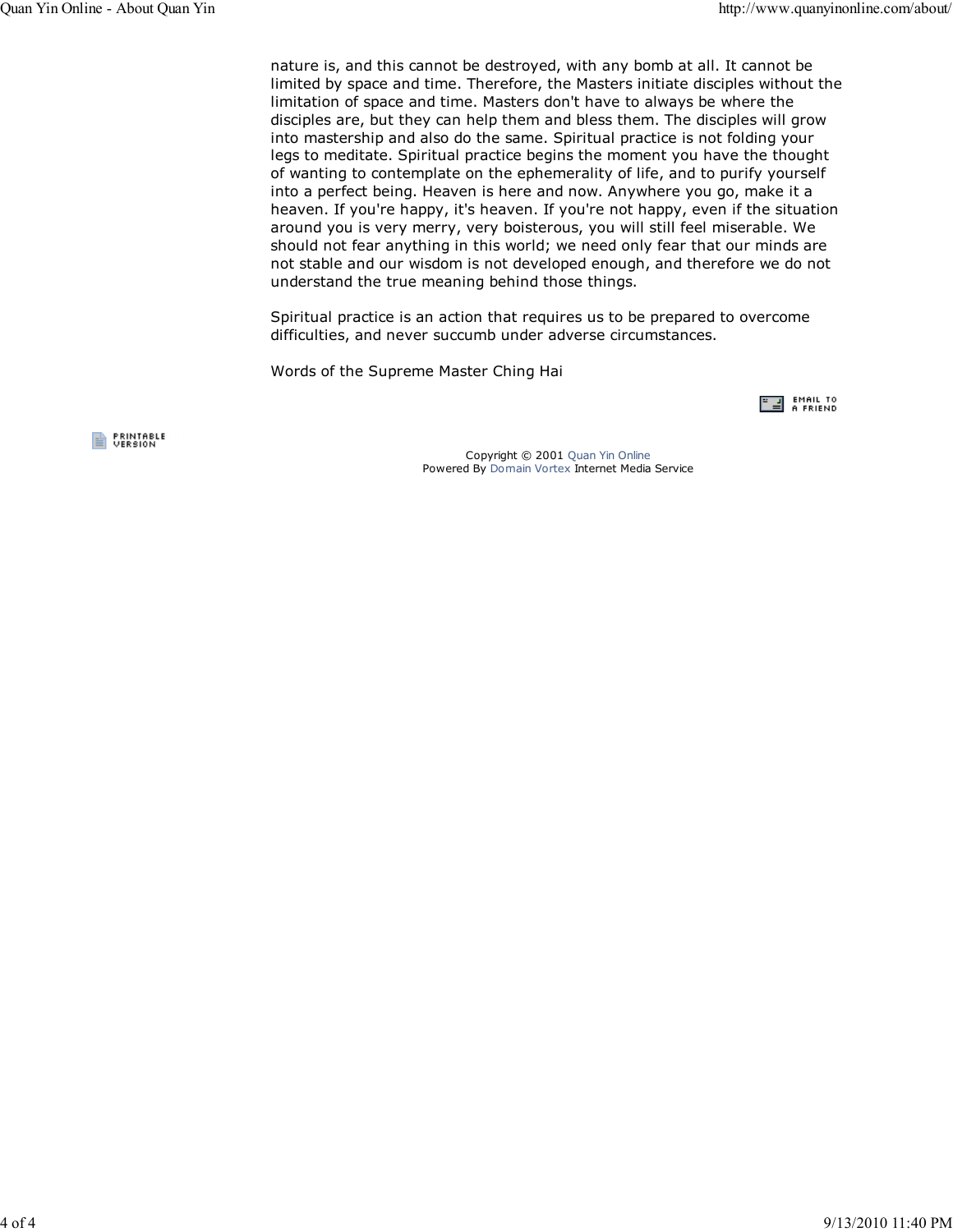nature is, and this cannot be destroyed, with any bomb at all. It cannot be limited by space and time. Therefore, the Masters initiate disciples without the limitation of space and time. Masters don't have to always be where the disciples are, but they can help them and bless them. The disciples will grow into mastership and also do the same. Spiritual practice is not folding your legs to meditate. Spiritual practice begins the moment you have the thought of wanting to contemplate on the ephemerality of life, and to purify yourself into a perfect being. Heaven is here and now. Anywhere you go, make it a heaven. If you're happy, it's heaven. If you're not happy, even if the situation around you is very merry, very boisterous, you will still feel miserable. We should not fear anything in this world; we need only fear that our minds are not stable and our wisdom is not developed enough, and therefore we do not understand the true meaning behind those things.

Spiritual practice is an action that requires us to be prepared to overcome difficulties, and never succumb under adverse circumstances.

Words of the Supreme Master Ching Hai

EMAIL TO A FRIEND

PRINTABLE VERSION

Copyright © 2001 Quan Yin Online
Powered By Domain Vortex Internet Media Service